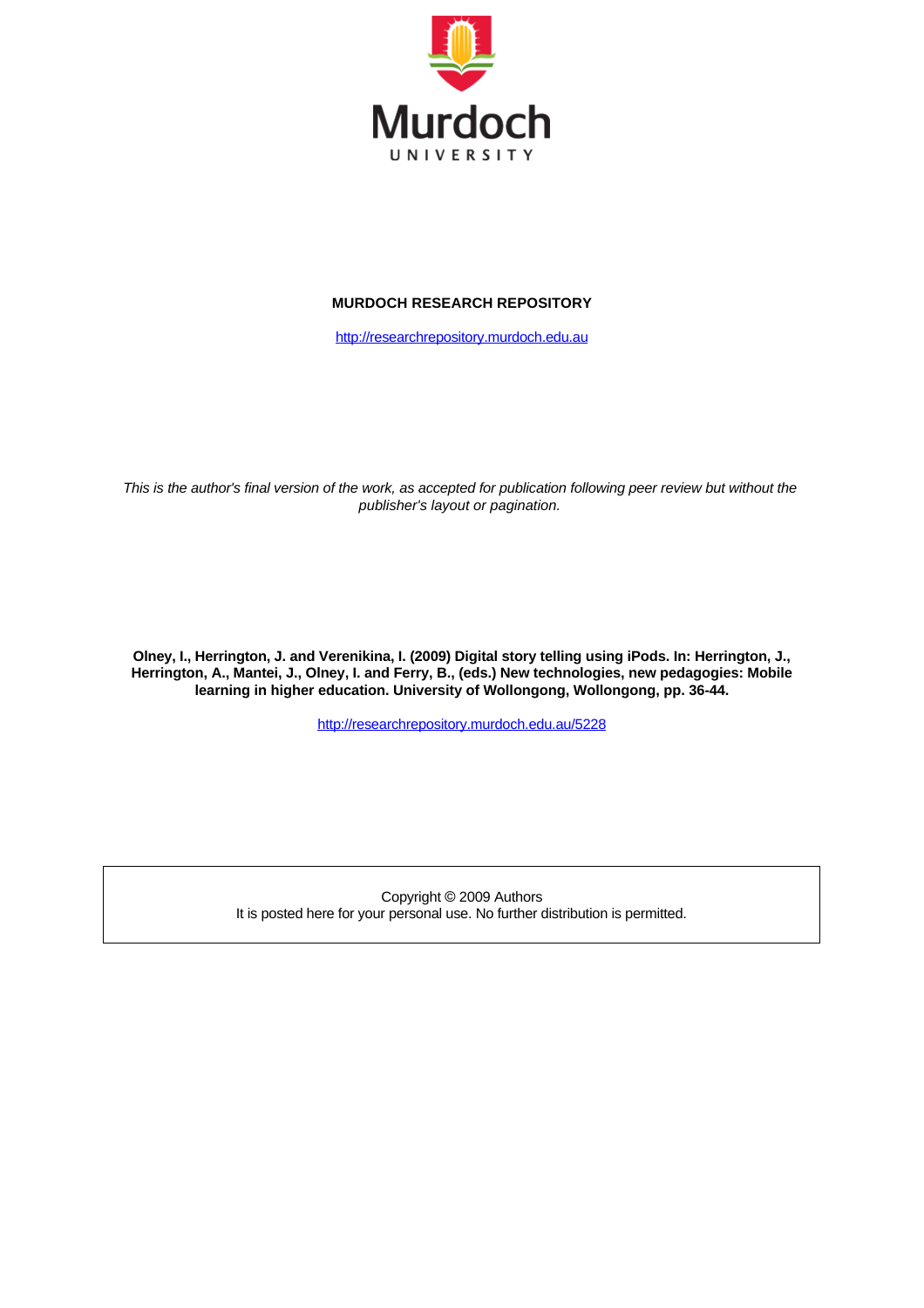Murdoch UNIVERSITY

**MURDOCH RESEARCH REPOSITORY**

http://researchrepository.murdoch.edu.au

*This is the author's final version of the work, as accepted for publication following peer review but without the publisher's layout or pagination.*

**Olney, I., Herrington, J. and Verenikina, I. (2009) Digital story telling using iPods. In: Herrington, J., Herrington, A., Mantei, J., Olney, I. and Ferry, B., (eds.) New technologies, new pedagogies: Mobile learning in higher education. University of Wollongong, Wollongong, pp. 36-44.**

http://researchrepository.murdoch.edu.au/5228

Copyright © 2009 Authors
It is posted here for your personal use. No further distribution is permitted.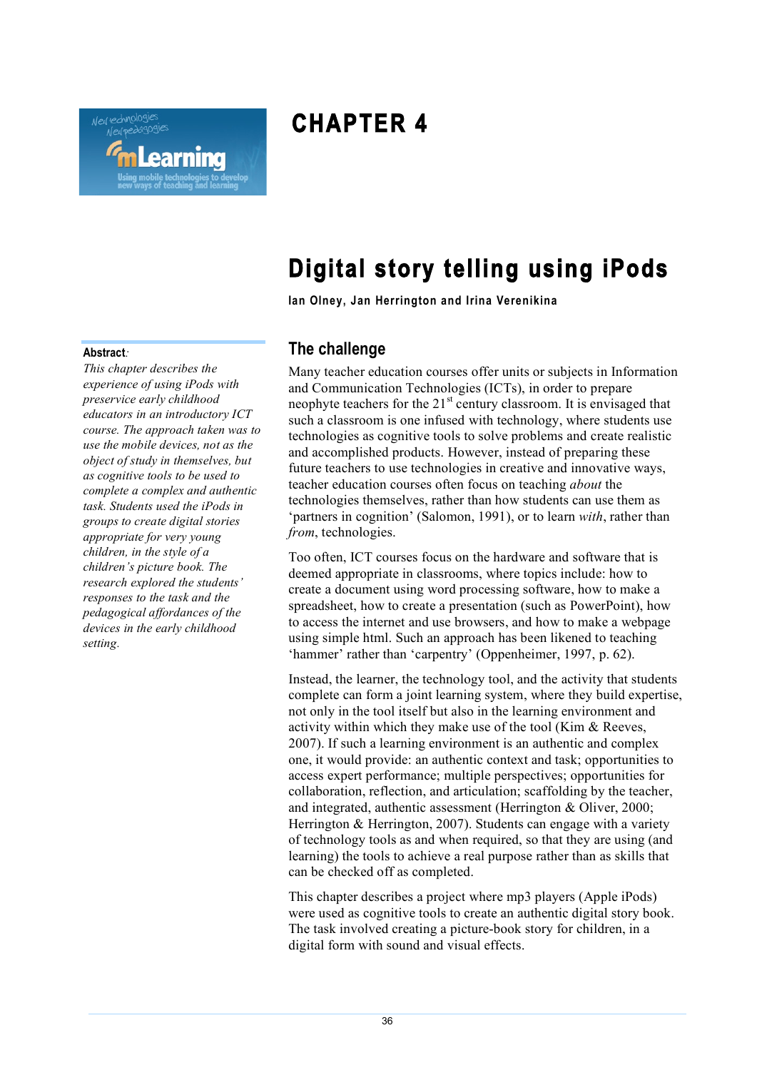# CHAPTER 4

# Digital story telling using iPods

**Ian Olney, Jan Herrington and Irina Verenikina**

**Abstract**:

*This chapter describes the experience of using iPods with preservice early childhood educators in an introductory ICT course. The approach taken was to use the mobile devices, not as the object of study in themselves, but as cognitive tools to be used to complete a complex and authentic task. Students used the iPods in groups to create digital stories appropriate for very young children, in the style of a children's picture book. The research explored the students' responses to the task and the pedagogical affordances of the devices in the early childhood setting.*

## The challenge

Many teacher education courses offer units or subjects in Information and Communication Technologies (ICTs), in order to prepare neophyte teachers for the 21st century classroom. It is envisaged that such a classroom is one infused with technology, where students use technologies as cognitive tools to solve problems and create realistic and accomplished products. However, instead of preparing these future teachers to use technologies in creative and innovative ways, teacher education courses often focus on teaching *about* the technologies themselves, rather than how students can use them as 'partners in cognition' (Salomon, 1991), or to learn *with*, rather than *from*, technologies.

Too often, ICT courses focus on the hardware and software that is deemed appropriate in classrooms, where topics include: how to create a document using word processing software, how to make a spreadsheet, how to create a presentation (such as PowerPoint), how to access the internet and use browsers, and how to make a webpage using simple html. Such an approach has been likened to teaching 'hammer' rather than 'carpentry' (Oppenheimer, 1997, p. 62).

Instead, the learner, the technology tool, and the activity that students complete can form a joint learning system, where they build expertise, not only in the tool itself but also in the learning environment and activity within which they make use of the tool (Kim & Reeves, 2007). If such a learning environment is an authentic and complex one, it would provide: an authentic context and task; opportunities to access expert performance; multiple perspectives; opportunities for collaboration, reflection, and articulation; scaffolding by the teacher, and integrated, authentic assessment (Herrington & Oliver, 2000; Herrington & Herrington, 2007). Students can engage with a variety of technology tools as and when required, so that they are using (and learning) the tools to achieve a real purpose rather than as skills that can be checked off as completed.

This chapter describes a project where mp3 players (Apple iPods) were used as cognitive tools to create an authentic digital story book. The task involved creating a picture-book story for children, in a digital form with sound and visual effects.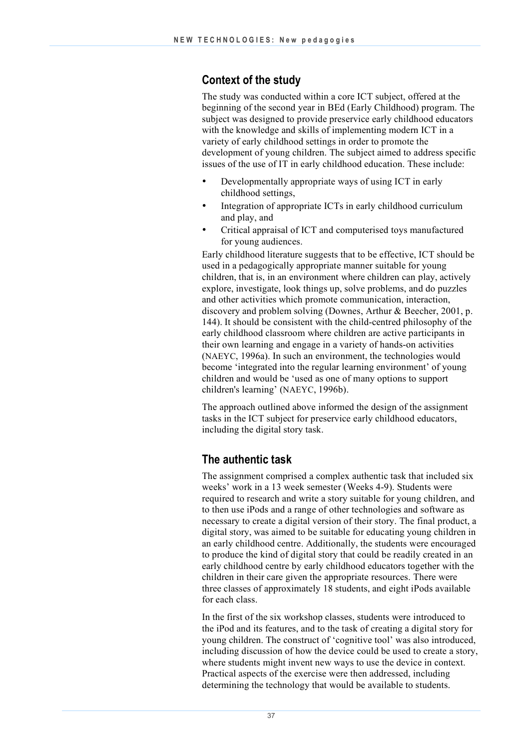## Context of the study

The study was conducted within a core ICT subject, offered at the beginning of the second year in BEd (Early Childhood) program. The subject was designed to provide preservice early childhood educators with the knowledge and skills of implementing modern ICT in a variety of early childhood settings in order to promote the development of young children. The subject aimed to address specific issues of the use of IT in early childhood education. These include:

- Developmentally appropriate ways of using ICT in early childhood settings,
- Integration of appropriate ICTs in early childhood curriculum and play, and
- Critical appraisal of ICT and computerised toys manufactured for young audiences.

Early childhood literature suggests that to be effective, ICT should be used in a pedagogically appropriate manner suitable for young children, that is, in an environment where children can play, actively explore, investigate, look things up, solve problems, and do puzzles and other activities which promote communication, interaction, discovery and problem solving (Downes, Arthur & Beecher, 2001, p. 144). It should be consistent with the child-centred philosophy of the early childhood classroom where children are active participants in their own learning and engage in a variety of hands-on activities (NAEYC, 1996a). In such an environment, the technologies would become 'integrated into the regular learning environment' of young children and would be 'used as one of many options to support children's learning' (NAEYC, 1996b).

The approach outlined above informed the design of the assignment tasks in the ICT subject for preservice early childhood educators, including the digital story task.

## The authentic task

The assignment comprised a complex authentic task that included six weeks' work in a 13 week semester (Weeks 4-9). Students were required to research and write a story suitable for young children, and to then use iPods and a range of other technologies and software as necessary to create a digital version of their story. The final product, a digital story, was aimed to be suitable for educating young children in an early childhood centre. Additionally, the students were encouraged to produce the kind of digital story that could be readily created in an early childhood centre by early childhood educators together with the children in their care given the appropriate resources. There were three classes of approximately 18 students, and eight iPods available for each class.

In the first of the six workshop classes, students were introduced to the iPod and its features, and to the task of creating a digital story for young children. The construct of 'cognitive tool' was also introduced, including discussion of how the device could be used to create a story, where students might invent new ways to use the device in context. Practical aspects of the exercise were then addressed, including determining the technology that would be available to students.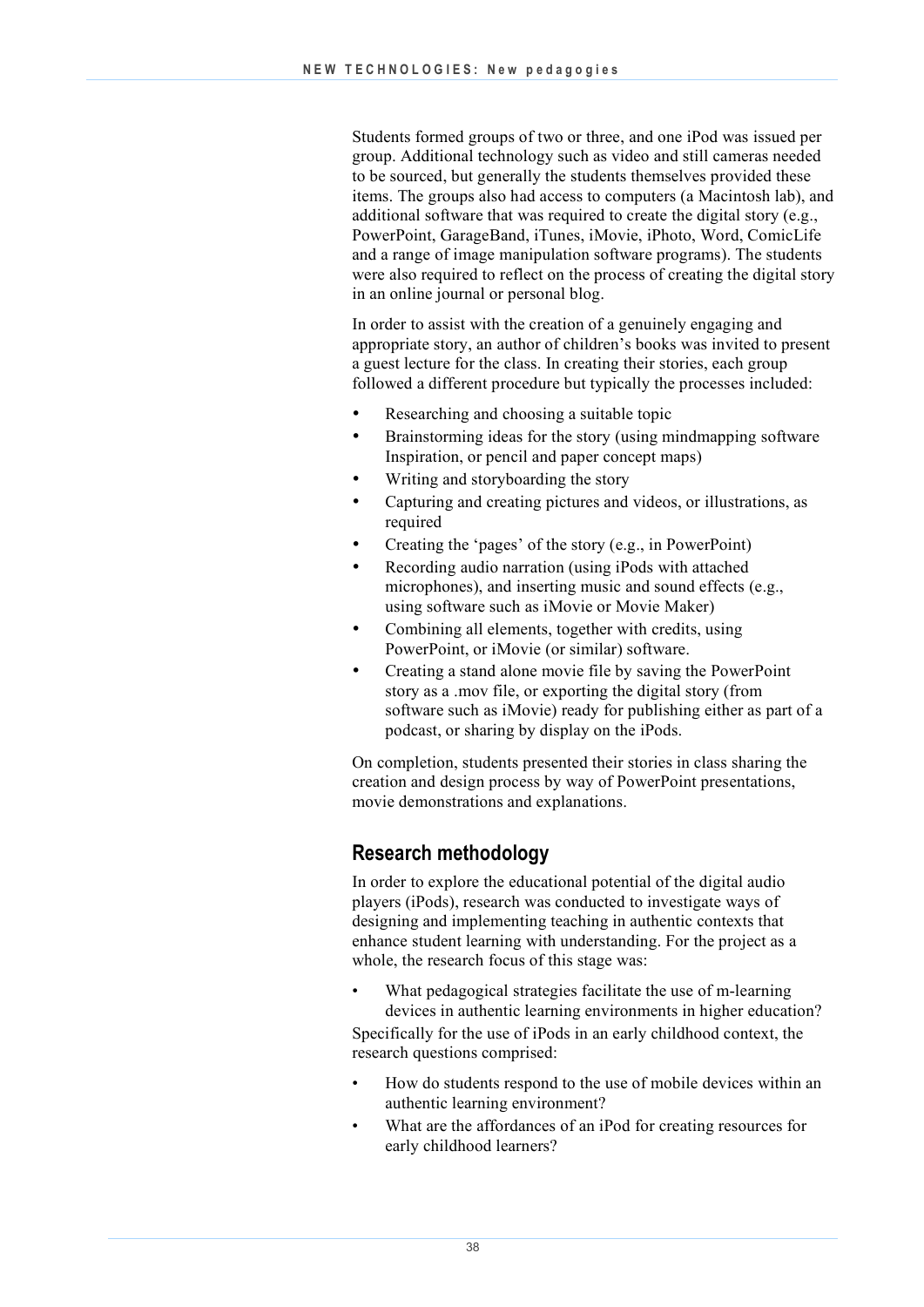Students formed groups of two or three, and one iPod was issued per group. Additional technology such as video and still cameras needed to be sourced, but generally the students themselves provided these items. The groups also had access to computers (a Macintosh lab), and additional software that was required to create the digital story (e.g., PowerPoint, GarageBand, iTunes, iMovie, iPhoto, Word, ComicLife and a range of image manipulation software programs). The students were also required to reflect on the process of creating the digital story in an online journal or personal blog.

In order to assist with the creation of a genuinely engaging and appropriate story, an author of children's books was invited to present a guest lecture for the class. In creating their stories, each group followed a different procedure but typically the processes included:

- Researching and choosing a suitable topic
- Brainstorming ideas for the story (using mindmapping software Inspiration, or pencil and paper concept maps)
- Writing and storyboarding the story
- Capturing and creating pictures and videos, or illustrations, as required
- Creating the 'pages' of the story (e.g., in PowerPoint)
- Recording audio narration (using iPods with attached microphones), and inserting music and sound effects (e.g., using software such as iMovie or Movie Maker)
- Combining all elements, together with credits, using PowerPoint, or iMovie (or similar) software.
- Creating a stand alone movie file by saving the PowerPoint story as a .mov file, or exporting the digital story (from software such as iMovie) ready for publishing either as part of a podcast, or sharing by display on the iPods.

On completion, students presented their stories in class sharing the creation and design process by way of PowerPoint presentations, movie demonstrations and explanations.

## Research methodology

In order to explore the educational potential of the digital audio players (iPods), research was conducted to investigate ways of designing and implementing teaching in authentic contexts that enhance student learning with understanding. For the project as a whole, the research focus of this stage was:

- What pedagogical strategies facilitate the use of m-learning devices in authentic learning environments in higher education?

Specifically for the use of iPods in an early childhood context, the research questions comprised:

- How do students respond to the use of mobile devices within an authentic learning environment?
- What are the affordances of an iPod for creating resources for early childhood learners?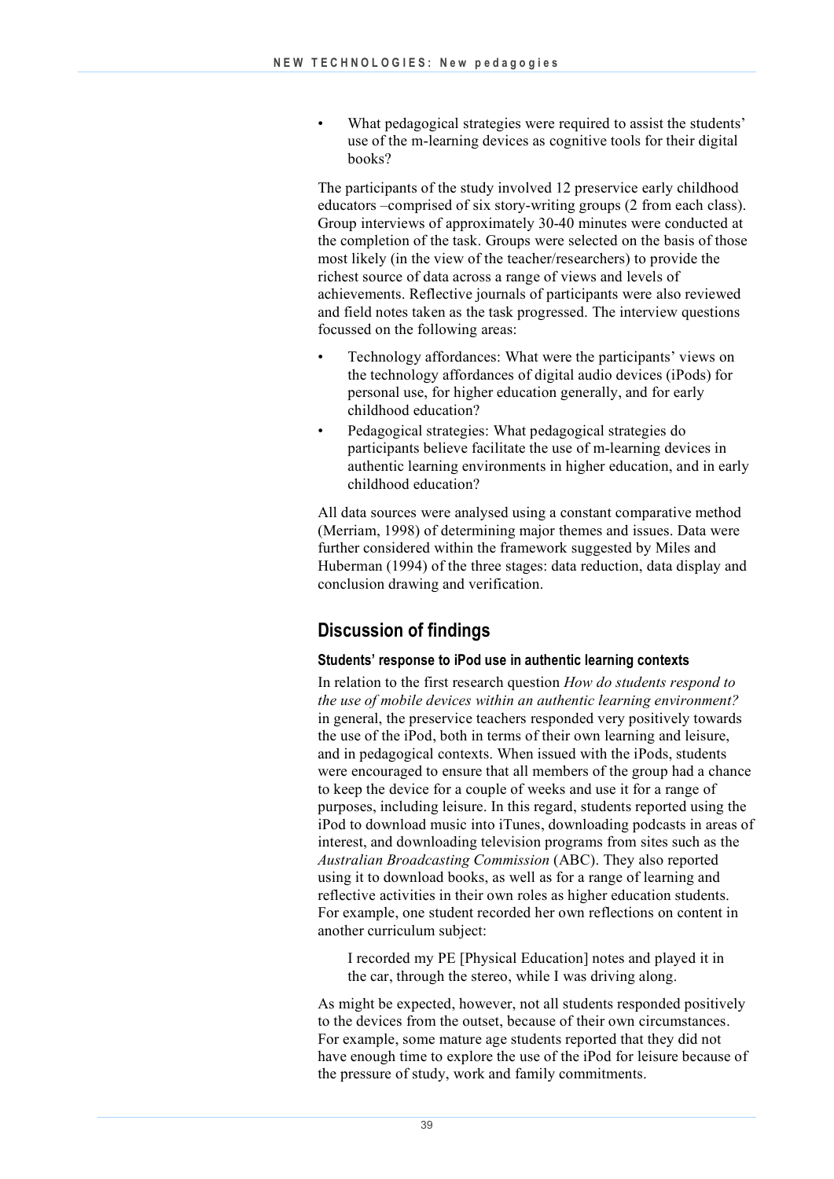- What pedagogical strategies were required to assist the students' use of the m-learning devices as cognitive tools for their digital books?

The participants of the study involved 12 preservice early childhood educators –comprised of six story-writing groups (2 from each class). Group interviews of approximately 30-40 minutes were conducted at the completion of the task. Groups were selected on the basis of those most likely (in the view of the teacher/researchers) to provide the richest source of data across a range of views and levels of achievements. Reflective journals of participants were also reviewed and field notes taken as the task progressed. The interview questions focussed on the following areas:

- Technology affordances: What were the participants' views on the technology affordances of digital audio devices (iPods) for personal use, for higher education generally, and for early childhood education?
- Pedagogical strategies: What pedagogical strategies do participants believe facilitate the use of m-learning devices in authentic learning environments in higher education, and in early childhood education?

All data sources were analysed using a constant comparative method (Merriam, 1998) of determining major themes and issues. Data were further considered within the framework suggested by Miles and Huberman (1994) of the three stages: data reduction, data display and conclusion drawing and verification.

## Discussion of findings

### Students' response to iPod use in authentic learning contexts

In relation to the first research question *How do students respond to the use of mobile devices within an authentic learning environment?* in general, the preservice teachers responded very positively towards the use of the iPod, both in terms of their own learning and leisure, and in pedagogical contexts. When issued with the iPods, students were encouraged to ensure that all members of the group had a chance to keep the device for a couple of weeks and use it for a range of purposes, including leisure. In this regard, students reported using the iPod to download music into iTunes, downloading podcasts in areas of interest, and downloading television programs from sites such as the *Australian Broadcasting Commission* (ABC). They also reported using it to download books, as well as for a range of learning and reflective activities in their own roles as higher education students. For example, one student recorded her own reflections on content in another curriculum subject:

> I recorded my PE [Physical Education] notes and played it in the car, through the stereo, while I was driving along.

As might be expected, however, not all students responded positively to the devices from the outset, because of their own circumstances. For example, some mature age students reported that they did not have enough time to explore the use of the iPod for leisure because of the pressure of study, work and family commitments.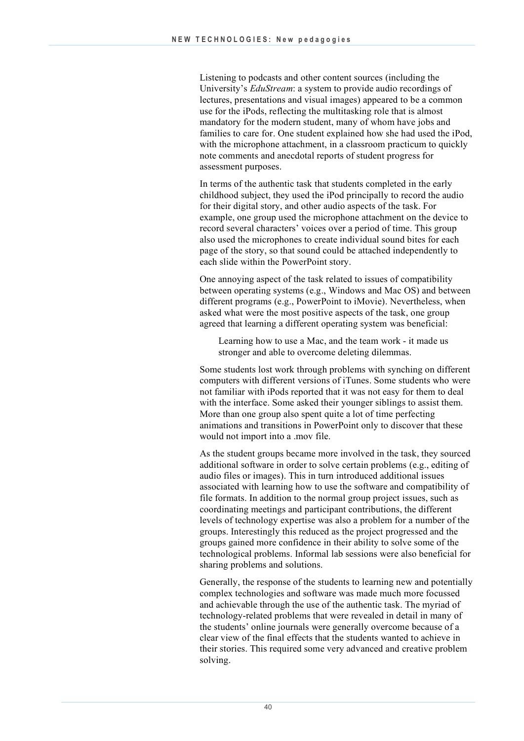Listening to podcasts and other content sources (including the University's *EduStream*: a system to provide audio recordings of lectures, presentations and visual images) appeared to be a common use for the iPods, reflecting the multitasking role that is almost mandatory for the modern student, many of whom have jobs and families to care for. One student explained how she had used the iPod, with the microphone attachment, in a classroom practicum to quickly note comments and anecdotal reports of student progress for assessment purposes.

In terms of the authentic task that students completed in the early childhood subject, they used the iPod principally to record the audio for their digital story, and other audio aspects of the task. For example, one group used the microphone attachment on the device to record several characters' voices over a period of time. This group also used the microphones to create individual sound bites for each page of the story, so that sound could be attached independently to each slide within the PowerPoint story.

One annoying aspect of the task related to issues of compatibility between operating systems (e.g., Windows and Mac OS) and between different programs (e.g., PowerPoint to iMovie). Nevertheless, when asked what were the most positive aspects of the task, one group agreed that learning a different operating system was beneficial:

> Learning how to use a Mac, and the team work - it made us stronger and able to overcome deleting dilemmas.

Some students lost work through problems with synching on different computers with different versions of iTunes. Some students who were not familiar with iPods reported that it was not easy for them to deal with the interface. Some asked their younger siblings to assist them. More than one group also spent quite a lot of time perfecting animations and transitions in PowerPoint only to discover that these would not import into a .mov file.

As the student groups became more involved in the task, they sourced additional software in order to solve certain problems (e.g., editing of audio files or images). This in turn introduced additional issues associated with learning how to use the software and compatibility of file formats. In addition to the normal group project issues, such as coordinating meetings and participant contributions, the different levels of technology expertise was also a problem for a number of the groups. Interestingly this reduced as the project progressed and the groups gained more confidence in their ability to solve some of the technological problems. Informal lab sessions were also beneficial for sharing problems and solutions.

Generally, the response of the students to learning new and potentially complex technologies and software was made much more focussed and achievable through the use of the authentic task. The myriad of technology-related problems that were revealed in detail in many of the students' online journals were generally overcome because of a clear view of the final effects that the students wanted to achieve in their stories. This required some very advanced and creative problem solving.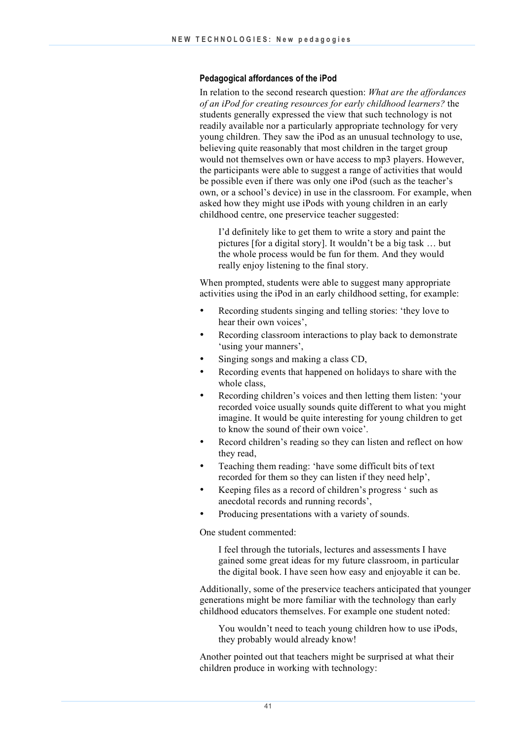### Pedagogical affordances of the iPod

In relation to the second research question: *What are the affordances of an iPod for creating resources for early childhood learners?* the students generally expressed the view that such technology is not readily available nor a particularly appropriate technology for very young children. They saw the iPod as an unusual technology to use, believing quite reasonably that most children in the target group would not themselves own or have access to mp3 players. However, the participants were able to suggest a range of activities that would be possible even if there was only one iPod (such as the teacher's own, or a school's device) in use in the classroom. For example, when asked how they might use iPods with young children in an early childhood centre, one preservice teacher suggested:

> I'd definitely like to get them to write a story and paint the pictures [for a digital story]. It wouldn't be a big task … but the whole process would be fun for them. And they would really enjoy listening to the final story.

When prompted, students were able to suggest many appropriate activities using the iPod in an early childhood setting, for example:

- Recording students singing and telling stories: 'they love to hear their own voices',
- Recording classroom interactions to play back to demonstrate 'using your manners',
- Singing songs and making a class CD,
- Recording events that happened on holidays to share with the whole class,
- Recording children's voices and then letting them listen: 'your recorded voice usually sounds quite different to what you might imagine. It would be quite interesting for young children to get to know the sound of their own voice'.
- Record children's reading so they can listen and reflect on how they read,
- Teaching them reading: 'have some difficult bits of text recorded for them so they can listen if they need help',
- Keeping files as a record of children's progress ' such as anecdotal records and running records',
- Producing presentations with a variety of sounds.

One student commented:

> I feel through the tutorials, lectures and assessments I have gained some great ideas for my future classroom, in particular the digital book. I have seen how easy and enjoyable it can be.

Additionally, some of the preservice teachers anticipated that younger generations might be more familiar with the technology than early childhood educators themselves. For example one student noted:

> You wouldn't need to teach young children how to use iPods, they probably would already know!

Another pointed out that teachers might be surprised at what their children produce in working with technology: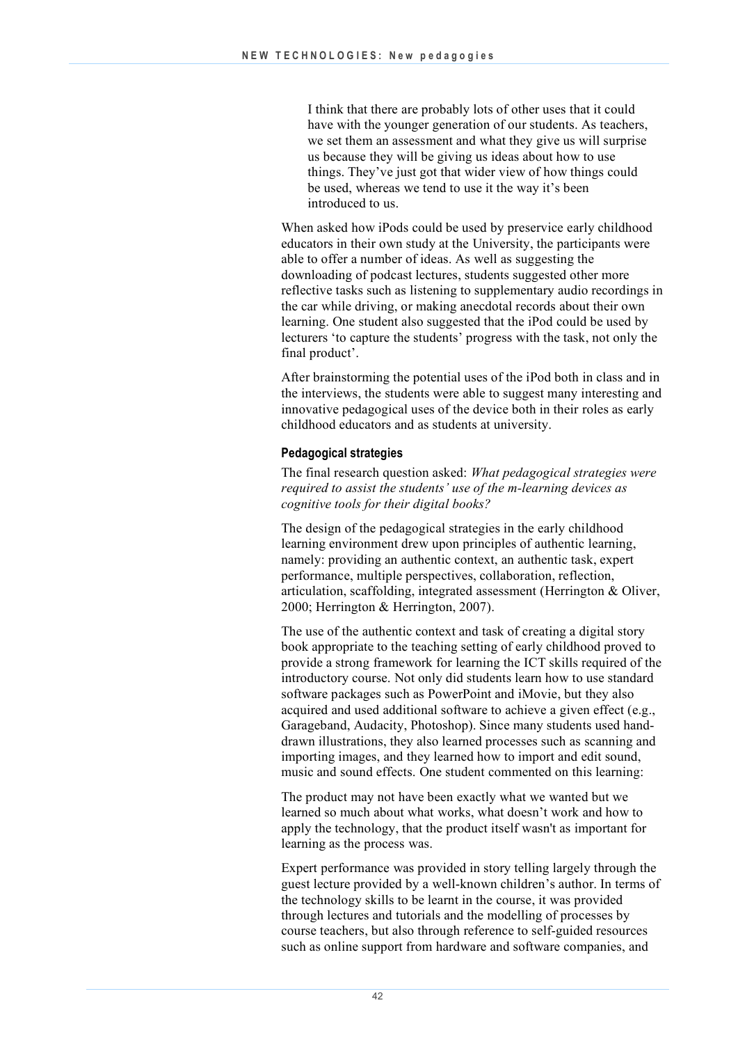> I think that there are probably lots of other uses that it could have with the younger generation of our students. As teachers, we set them an assessment and what they give us will surprise us because they will be giving us ideas about how to use things. They've just got that wider view of how things could be used, whereas we tend to use it the way it's been introduced to us.

When asked how iPods could be used by preservice early childhood educators in their own study at the University, the participants were able to offer a number of ideas. As well as suggesting the downloading of podcast lectures, students suggested other more reflective tasks such as listening to supplementary audio recordings in the car while driving, or making anecdotal records about their own learning. One student also suggested that the iPod could be used by lecturers 'to capture the students' progress with the task, not only the final product'.

After brainstorming the potential uses of the iPod both in class and in the interviews, the students were able to suggest many interesting and innovative pedagogical uses of the device both in their roles as early childhood educators and as students at university.

#### Pedagogical strategies

The final research question asked: *What pedagogical strategies were required to assist the students' use of the m-learning devices as cognitive tools for their digital books?*

The design of the pedagogical strategies in the early childhood learning environment drew upon principles of authentic learning, namely: providing an authentic context, an authentic task, expert performance, multiple perspectives, collaboration, reflection, articulation, scaffolding, integrated assessment (Herrington & Oliver, 2000; Herrington & Herrington, 2007).

The use of the authentic context and task of creating a digital story book appropriate to the teaching setting of early childhood proved to provide a strong framework for learning the ICT skills required of the introductory course. Not only did students learn how to use standard software packages such as PowerPoint and iMovie, but they also acquired and used additional software to achieve a given effect (e.g., Garageband, Audacity, Photoshop). Since many students used hand-drawn illustrations, they also learned processes such as scanning and importing images, and they learned how to import and edit sound, music and sound effects. One student commented on this learning:

The product may not have been exactly what we wanted but we learned so much about what works, what doesn't work and how to apply the technology, that the product itself wasn't as important for learning as the process was.

Expert performance was provided in story telling largely through the guest lecture provided by a well-known children's author. In terms of the technology skills to be learnt in the course, it was provided through lectures and tutorials and the modelling of processes by course teachers, but also through reference to self-guided resources such as online support from hardware and software companies, and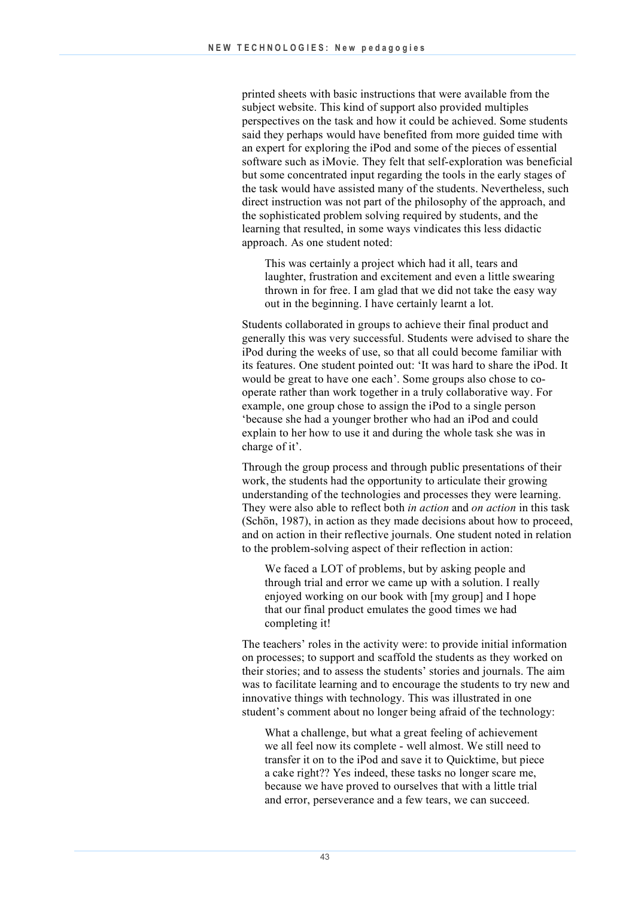printed sheets with basic instructions that were available from the subject website. This kind of support also provided multiples perspectives on the task and how it could be achieved. Some students said they perhaps would have benefited from more guided time with an expert for exploring the iPod and some of the pieces of essential software such as iMovie. They felt that self-exploration was beneficial but some concentrated input regarding the tools in the early stages of the task would have assisted many of the students. Nevertheless, such direct instruction was not part of the philosophy of the approach, and the sophisticated problem solving required by students, and the learning that resulted, in some ways vindicates this less didactic approach. As one student noted:

> This was certainly a project which had it all, tears and laughter, frustration and excitement and even a little swearing thrown in for free. I am glad that we did not take the easy way out in the beginning. I have certainly learnt a lot.

Students collaborated in groups to achieve their final product and generally this was very successful. Students were advised to share the iPod during the weeks of use, so that all could become familiar with its features. One student pointed out: 'It was hard to share the iPod. It would be great to have one each'. Some groups also chose to co-operate rather than work together in a truly collaborative way. For example, one group chose to assign the iPod to a single person 'because she had a younger brother who had an iPod and could explain to her how to use it and during the whole task she was in charge of it'.

Through the group process and through public presentations of their work, the students had the opportunity to articulate their growing understanding of the technologies and processes they were learning. They were also able to reflect both *in action* and *on action* in this task (Schön, 1987), in action as they made decisions about how to proceed, and on action in their reflective journals. One student noted in relation to the problem-solving aspect of their reflection in action:

> We faced a LOT of problems, but by asking people and through trial and error we came up with a solution. I really enjoyed working on our book with [my group] and I hope that our final product emulates the good times we had completing it!

The teachers' roles in the activity were: to provide initial information on processes; to support and scaffold the students as they worked on their stories; and to assess the students' stories and journals. The aim was to facilitate learning and to encourage the students to try new and innovative things with technology. This was illustrated in one student's comment about no longer being afraid of the technology:

> What a challenge, but what a great feeling of achievement we all feel now its complete - well almost. We still need to transfer it on to the iPod and save it to Quicktime, but piece a cake right?? Yes indeed, these tasks no longer scare me, because we have proved to ourselves that with a little trial and error, perseverance and a few tears, we can succeed.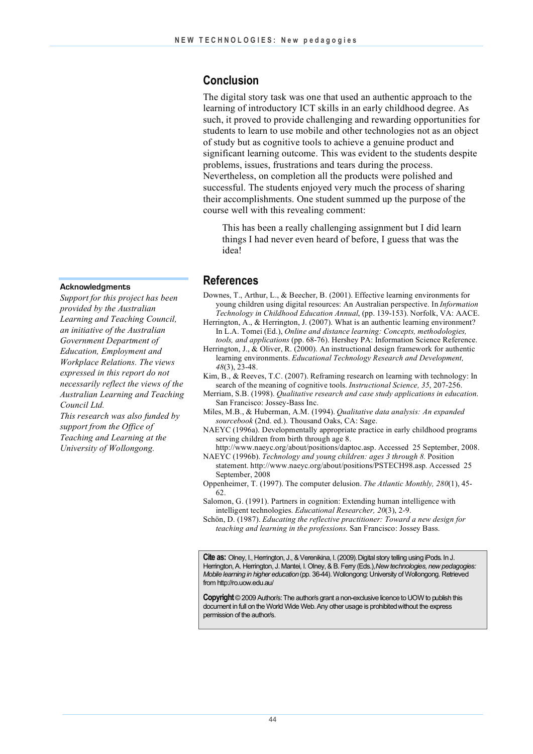## Conclusion

The digital story task was one that used an authentic approach to the learning of introductory ICT skills in an early childhood degree. As such, it proved to provide challenging and rewarding opportunities for students to learn to use mobile and other technologies not as an object of study but as cognitive tools to achieve a genuine product and significant learning outcome. This was evident to the students despite problems, issues, frustrations and tears during the process. Nevertheless, on completion all the products were polished and successful. The students enjoyed very much the process of sharing their accomplishments. One student summed up the purpose of the course well with this revealing comment:

> This has been a really challenging assignment but I did learn things I had never even heard of before, I guess that was the idea!

## References

Downes, T., Arthur, L., & Beecher, B. (2001). Effective learning environments for young children using digital resources: An Australian perspective. In *Information Technology in Childhood Education Annual*, (pp. 139-153). Norfolk, VA: AACE.

Herrington, A., & Herrington, J. (2007). What is an authentic learning environment? In L.A. Tomei (Ed.), *Online and distance learning: Concepts, methodologies, tools, and applications* (pp. 68-76). Hershey PA: Information Science Reference.

Herrington, J., & Oliver, R. (2000). An instructional design framework for authentic learning environments. *Educational Technology Research and Development, 48*(3), 23-48.

Kim, B., & Reeves, T.C. (2007). Reframing research on learning with technology: In search of the meaning of cognitive tools. *Instructional Science, 35*, 207-256.

Merriam, S.B. (1998). *Qualitative research and case study applications in education.* San Francisco: Jossey-Bass Inc.

Miles, M.B., & Huberman, A.M. (1994). *Qualitative data analysis: An expanded sourcebook* (2nd. ed.). Thousand Oaks, CA: Sage.

NAEYC (1996a). Developmentally appropriate practice in early childhood programs serving children from birth through age 8. http://www.naeyc.org/about/positions/daptoc.asp. Accessed 25 September, 2008.

NAEYC (1996b). *Technology and young children: ages 3 through 8.* Position statement. http://www.naeyc.org/about/positions/PSTECH98.asp. Accessed 25 September, 2008

Oppenheimer, T. (1997). The computer delusion. *The Atlantic Monthly, 280*(1), 45-62.

Salomon, G. (1991). Partners in cognition: Extending human intelligence with intelligent technologies. *Educational Researcher, 20*(3), 2-9.

Schön, D. (1987). *Educating the reflective practitioner: Toward a new design for teaching and learning in the professions.* San Francisco: Jossey Bass.

**Acknowledgments**

*Support for this project has been provided by the Australian Learning and Teaching Council, an initiative of the Australian Government Department of Education, Employment and Workplace Relations. The views expressed in this report do not necessarily reflect the views of the Australian Learning and Teaching Council Ltd.*

*This research was also funded by support from the Office of Teaching and Learning at the University of Wollongong.*

**Cite as:** Olney, I., Herrington, J., & Verenikina, I. (2009). Digital story telling using iPods. In J. Herrington, A. Herrington, J. Mantei, I. Olney, & B. Ferry (Eds.), *New technologies, new pedagogies: Mobile learning in higher education* (pp. 36-44). Wollongong: University of Wollongong. Retrieved from http://ro.uow.edu.au/

**Copyright** © 2009 Author/s: The author/s grant a non-exclusive licence to UOW to publish this document in full on the World Wide Web. Any other usage is prohibited without the express permission of the author/s.